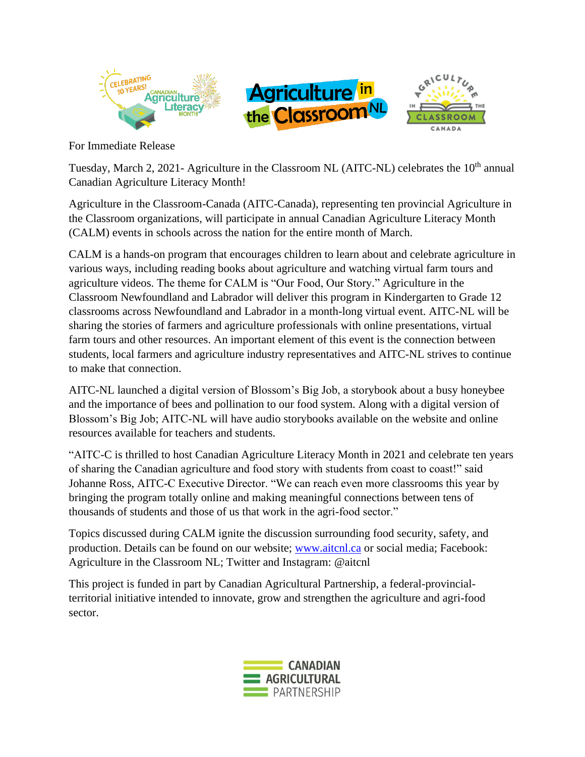For Immediate Release

Tuesday, March 2, 2021- Agriculture in the Classroom NL (AITC-NL) celebrates the 10th annual Canadian Agriculture Literacy Month!

Agriculture in the Classroom-Canada (AITC-Canada), representing ten provincial Agriculture in the Classroom organizations, will participate in annual Canadian Agriculture Literacy Month (CALM) events in schools across the nation for the entire month of March.

CALM is a hands-on program that encourages children to learn about and celebrate agriculture in various ways, including reading books about agriculture and watching virtual farm tours and agriculture videos. The theme for CALM is "Our Food, Our Story." Agriculture in the Classroom Newfoundland and Labrador will deliver this program in Kindergarten to Grade 12 classrooms across Newfoundland and Labrador in a month-long virtual event. AITC-NL will be sharing the stories of farmers and agriculture professionals with online presentations, virtual farm tours and other resources. An important element of this event is the connection between students, local farmers and agriculture industry representatives and AITC-NL strives to continue to make that connection.

AITC-NL launched a digital version of Blossom's Big Job, a storybook about a busy honeybee and the importance of bees and pollination to our food system. Along with a digital version of Blossom's Big Job; AITC-NL will have audio storybooks available on the website and online resources available for teachers and students.

"AITC-C is thrilled to host Canadian Agriculture Literacy Month in 2021 and celebrate ten years of sharing the Canadian agriculture and food story with students from coast to coast!" said Johanne Ross, AITC-C Executive Director. "We can reach even more classrooms this year by bringing the program totally online and making meaningful connections between tens of thousands of students and those of us that work in the agri-food sector."

Topics discussed during CALM ignite the discussion surrounding food security, safety, and production. Details can be found on our website; [www.aitcnl.ca](http://www.aitcnl.ca) or social media; Facebook: Agriculture in the Classroom NL; Twitter and Instagram: @aitcnl

This project is funded in part by Canadian Agricultural Partnership, a federal-provincial-territorial initiative intended to innovate, grow and strengthen the agriculture and agri-food sector.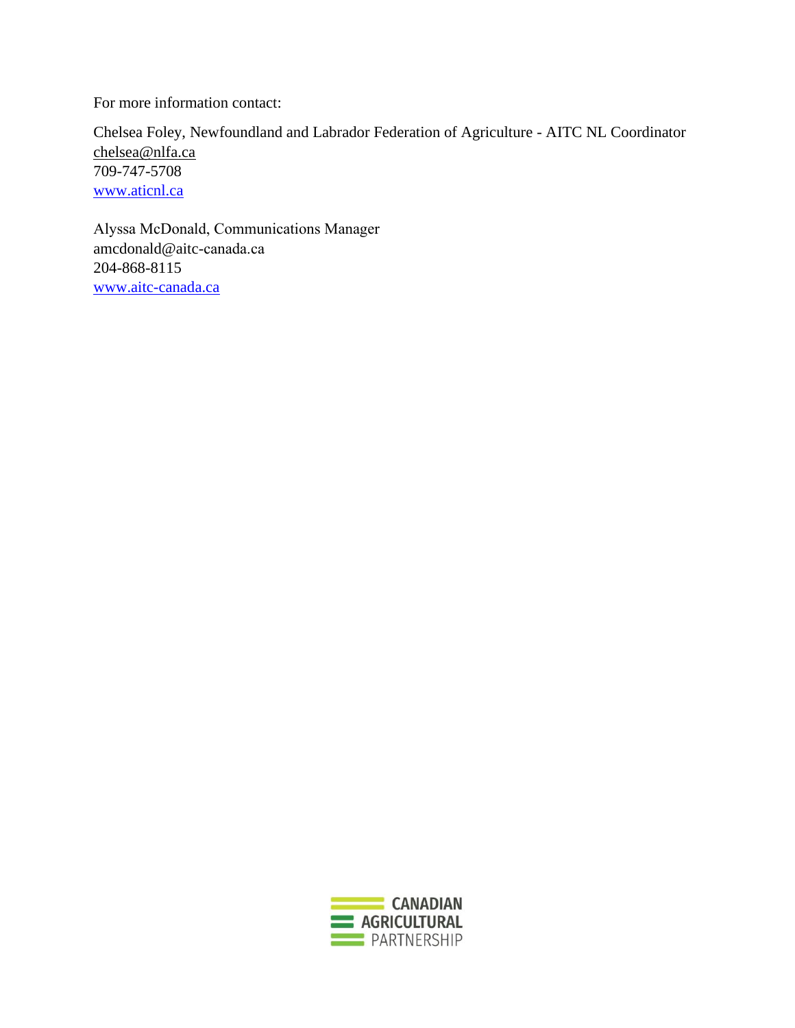For more information contact:

Chelsea Foley, Newfoundland and Labrador Federation of Agriculture - AITC NL Coordinator
chelsea@nlfa.ca
709-747-5708
www.aticnl.ca

Alyssa McDonald, Communications Manager
amcdonald@aitc-canada.ca
204-868-8115
www.aitc-canada.ca

CANADIAN
AGRICULTURAL
PARTNERSHIP